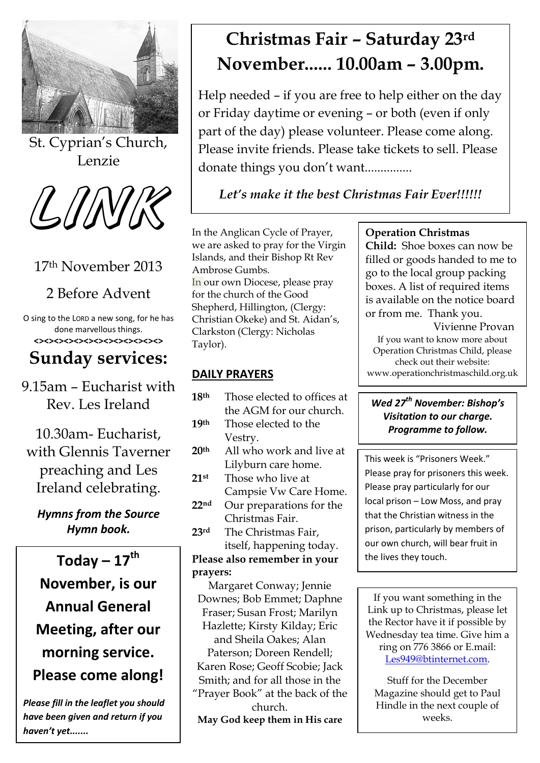St. Cyprian's Church, Lenzie

# LINK

17th November 2013

2 Before Advent

O sing to the LORD a new song, for he has done marvellous things.

<><><><><><><><><><><><><>

## Sunday services:

9.15am – Eucharist with Rev. Les Ireland

10.30am- Eucharist, with Glennis Taverner preaching and Les Ireland celebrating.

***Hymns from the Source Hymn book.***

**Today – 17th November, is our Annual General Meeting, after our morning service. Please come along!**

***Please fill in the leaflet you should have been given and return if you haven't yet.......***

## Christmas Fair – Saturday 23rd November...... 10.00am – 3.00pm.

Help needed – if you are free to help either on the day or Friday daytime or evening – or both (even if only part of the day) please volunteer. Please come along. Please invite friends. Please take tickets to sell. Please donate things you don't want...............

*Let's make it the best Christmas Fair Ever!!!!!!*

In the Anglican Cycle of Prayer, we are asked to pray for the Virgin Islands, and their Bishop Rt Rev Ambrose Gumbs.
In our own Diocese, please pray for the church of the Good Shepherd, Hillington, (Clergy: Christian Okeke) and St. Aidan's, Clarkston (Clergy: Nicholas Taylor).

### DAILY PRAYERS

**18th** Those elected to offices at the AGM for our church.
**19th** Those elected to the Vestry.
**20th** All who work and live at Lilyburn care home.
**21st** Those who live at Campsie Vw Care Home.
**22nd** Our preparations for the Christmas Fair.
**23rd** The Christmas Fair, itself, happening today.

**Please also remember in your prayers:**
Margaret Conway; Jennie Downes; Bob Emmet; Daphne Fraser; Susan Frost; Marilyn Hazlette; Kirsty Kilday; Eric and Sheila Oakes; Alan Paterson; Doreen Rendell; Karen Rose; Geoff Scobie; Jack Smith; and for all those in the "Prayer Book" at the back of the church.
**May God keep them in His care**

**Operation Christmas Child:** Shoe boxes can now be filled or goods handed to me to go to the local group packing boxes. A list of required items is available on the notice board or from me. Thank you.
Vivienne Provan

If you want to know more about Operation Christmas Child, please check out their website: www.operationchristmaschild.org.uk

***Wed 27th November: Bishop's Visitation to our charge. Programme to follow.***

This week is "Prisoners Week." Please pray for prisoners this week. Please pray particularly for our local prison – Low Moss, and pray that the Christian witness in the prison, particularly by members of our own church, will bear fruit in the lives they touch.

If you want something in the Link up to Christmas, please let the Rector have it if possible by Wednesday tea time. Give him a ring on 776 3866 or E.mail: Les949@btinternet.com.

Stuff for the December Magazine should get to Paul Hindle in the next couple of weeks.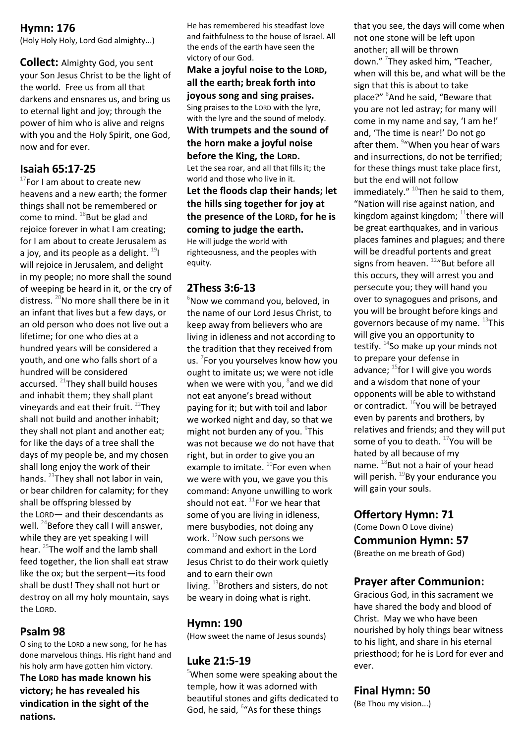## Hymn: 176

(Holy Holy Holy, Lord God almighty...)

**Collect:** Almighty God, you sent your Son Jesus Christ to be the light of the world. Free us from all that darkens and ensnares us, and bring us to eternal light and joy; through the power of him who is alive and reigns with you and the Holy Spirit, one God, now and for ever.

## Isaiah 65:17-25

[17]For I am about to create new heavens and a new earth; the former things shall not be remembered or come to mind. [18]But be glad and rejoice forever in what I am creating; for I am about to create Jerusalem as a joy, and its people as a delight. [19]I will rejoice in Jerusalem, and delight in my people; no more shall the sound of weeping be heard in it, or the cry of distress. [20]No more shall there be in it an infant that lives but a few days, or an old person who does not live out a lifetime; for one who dies at a hundred years will be considered a youth, and one who falls short of a hundred will be considered accursed. [21]They shall build houses and inhabit them; they shall plant vineyards and eat their fruit. [22]They shall not build and another inhabit; they shall not plant and another eat; for like the days of a tree shall the days of my people be, and my chosen shall long enjoy the work of their hands. [23]They shall not labor in vain, or bear children for calamity; for they shall be offspring blessed by the LORD— and their descendants as well. [24]Before they call I will answer, while they are yet speaking I will hear. [25]The wolf and the lamb shall feed together, the lion shall eat straw like the ox; but the serpent—its food shall be dust! They shall not hurt or destroy on all my holy mountain, says the LORD.

## Psalm 98

O sing to the LORD a new song, for he has done marvelous things. His right hand and his holy arm have gotten him victory.

**The LORD has made known his victory; he has revealed his vindication in the sight of the nations.**

He has remembered his steadfast love and faithfulness to the house of Israel. All the ends of the earth have seen the victory of our God.

**Make a joyful noise to the LORD, all the earth; break forth into joyous song and sing praises.**

Sing praises to the LORD with the lyre, with the lyre and the sound of melody.

**With trumpets and the sound of the horn make a joyful noise before the King, the LORD.**

Let the sea roar, and all that fills it; the world and those who live in it.

**Let the floods clap their hands; let the hills sing together for joy at the presence of the LORD, for he is coming to judge the earth.**

He will judge the world with righteousness, and the peoples with equity.

## 2Thess 3:6-13

[6]Now we command you, beloved, in the name of our Lord Jesus Christ, to keep away from believers who are living in idleness and not according to the tradition that they received from us. [7]For you yourselves know how you ought to imitate us; we were not idle when we were with you, [8]and we did not eat anyone's bread without paying for it; but with toil and labor we worked night and day, so that we might not burden any of you. [9]This was not because we do not have that right, but in order to give you an example to imitate. [10]For even when we were with you, we gave you this command: Anyone unwilling to work should not eat. [11]For we hear that some of you are living in idleness, mere busybodies, not doing any work. [12]Now such persons we command and exhort in the Lord Jesus Christ to do their work quietly and to earn their own living. [13]Brothers and sisters, do not be weary in doing what is right.

## Hymn: 190

(How sweet the name of Jesus sounds)

## Luke 21:5-19

[5]When some were speaking about the temple, how it was adorned with beautiful stones and gifts dedicated to God, he said, [6]"As for these things that you see, the days will come when not one stone will be left upon another; all will be thrown down." [7]They asked him, "Teacher, when will this be, and what will be the sign that this is about to take place?" [8]And he said, "Beware that you are not led astray; for many will come in my name and say, 'I am he!' and, 'The time is near!' Do not go after them. [9]"When you hear of wars and insurrections, do not be terrified; for these things must take place first, but the end will not follow immediately." [10]Then he said to them, "Nation will rise against nation, and kingdom against kingdom; [11]there will be great earthquakes, and in various places famines and plagues; and there will be dreadful portents and great signs from heaven. [12]"But before all this occurs, they will arrest you and persecute you; they will hand you over to synagogues and prisons, and you will be brought before kings and governors because of my name. [13]This will give you an opportunity to testify. [14]So make up your minds not to prepare your defense in advance; [15]for I will give you words and a wisdom that none of your opponents will be able to withstand or contradict. [16]You will be betrayed even by parents and brothers, by relatives and friends; and they will put some of you to death. [17]You will be hated by all because of my name. [18]But not a hair of your head will perish. [19]By your endurance you will gain your souls.

## Offertory Hymn: 71

(Come Down O Love divine)

## Communion Hymn: 57

(Breathe on me breath of God)

## Prayer after Communion:

Gracious God, in this sacrament we have shared the body and blood of Christ. May we who have been nourished by holy things bear witness to his light, and share in his eternal priesthood; for he is Lord for ever and ever.

## Final Hymn: 50

(Be Thou my vision...)